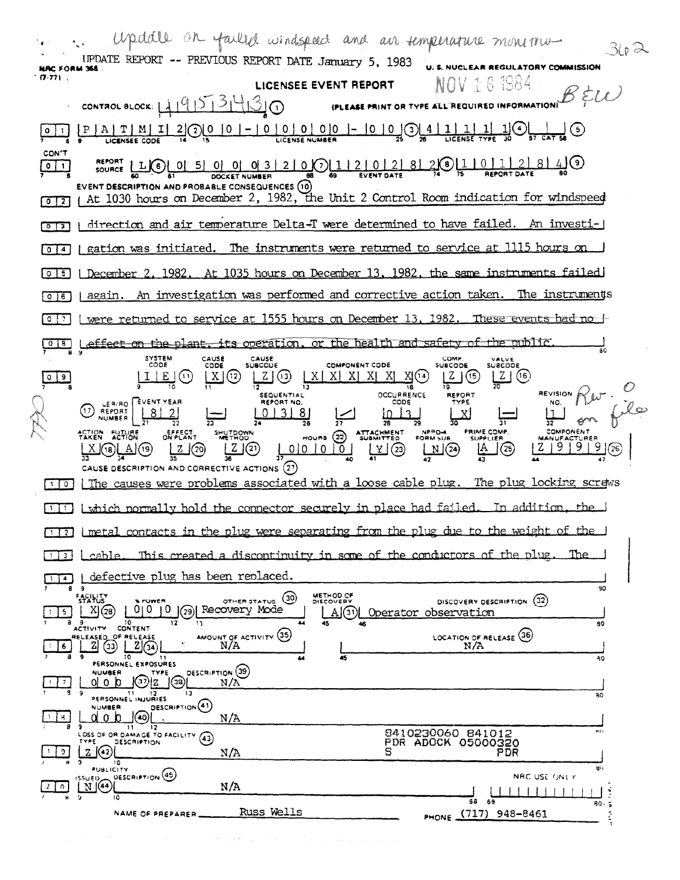Update on failed windspeed and air temperature monitor 362

UPDATE REPORT -- PREVIOUS REPORT DATE January 5, 1983

NRC FORM 366 (7-77)

U. S. NUCLEAR REGULATORY COMMISSION

NOV 16 1984

B&W

# LICENSEE EVENT REPORT

CONTROL BLOCK: 4 9 5 3 4 3 (1) (PLEASE PRINT OR TYPE ALL REQUIRED INFORMATION)

01 | P A T M I 2 (2) | 0 0 - 0 0 0 0 0 - 0 0 (3) | 4 1 1 1 1 (4) | (5)

LICENSEE CODE | LICENSE NUMBER | LICENSE TYPE | CAT

CON'T

01 | REPORT SOURCE L (6) | 0 5 0 0 0 3 2 0 (7) | 1 2 0 2 8 2 (8) | 1 0 1 2 8 4 (9)

DOCKET NUMBER | EVENT DATE | REPORT DATE

EVENT DESCRIPTION AND PROBABLE CONSEQUENCES (10)

02 At 1030 hours on December 2, 1982, the Unit 2 Control Room indication for windspeed
03 direction and air temperature Delta-T were determined to have failed. An investi-
04 gation was initiated. The instruments were returned to service at 1115 hours on
05 December 2, 1982. At 1035 hours on December 13, 1982, the same instruments failed
06 again. An investigation was performed and corrective action taken. The instruments
07 were returned to service at 1555 hours on December 13, 1982. ~~These events had no~~
08 ~~effect on the plant, its operation, or the health and safety of the public.~~

| SYSTEM CODE | CAUSE CODE | CAUSE SUBCODE | COMPONENT CODE | COMP. SUBCODE | VALVE SUBCODE |
|---|---|---|---|---|---|
| 09 I E (11) | X (12) | Z (13) | X X X X X X (14) | Z (15) | Z (16) |

| (17) LER/RO REPORT NUMBER | EVENT YEAR | | SEQUENTIAL REPORT NO. | | OCCURRENCE CODE | REPORT TYPE | | REVISION NO. |
|---|---|---|---|---|---|---|---|---|
| | 8 2 | — | 0 3 8 | / | 0 3 | X | — | 1 |

Rev. 0 on file

| ACTION TAKEN | FUTURE ACTION | EFFECT ON PLANT | SHUTDOWN METHOD | HOURS (22) | ATTACHMENT SUBMITTED | NPRD-4 FORM SUB. | PRIME COMP. SUPPLIER | COMPONENT MANUFACTURER |
|---|---|---|---|---|---|---|---|---|
| X (18) | A (19) | Z (20) | Z (21) | 0 0 0 0 | Y (23) | N (24) | A (25) | Z 9 9 9 (26) |

CAUSE DESCRIPTION AND CORRECTIVE ACTIONS (27)

10 The causes were problems associated with a loose cable plug. The plug locking screws
11 which normally hold the connector securely in place had failed. In addition, the
12 metal contacts in the plug were separating from the plug due to the weight of the
13 cable. This created a discontinuity in some of the conductors of the plug. The
14 defective plug has been replaced.

| | FACILITY STATUS | % POWER | OTHER STATUS (30) | METHOD OF DISCOVERY | DISCOVERY DESCRIPTION (32) |
|---|---|---|---|---|---|
| 15 | X (28) | 0 0 0 (29) | Recovery Mode | A (31) | Operator observation |

| | ACTIVITY RELEASED | CONTENT OF RELEASE | AMOUNT OF ACTIVITY (35) | LOCATION OF RELEASE (36) |
|---|---|---|---|---|
| 16 | Z (33) | Z (34) | N/A | N/A |

PERSONNEL EXPOSURES

| | NUMBER | TYPE | DESCRIPTION (39) |
|---|---|---|---|
| 17 | 0 0 0 (37) | Z (38) | N/A |

PERSONNEL INJURIES

| | NUMBER | DESCRIPTION (41) |
|---|---|---|
| 18 | 0 0 0 (40) | N/A |

LOSS OF OR DAMAGE TO FACILITY (43)

| | TYPE | DESCRIPTION |
|---|---|---|
| 19 | Z (42) | N/A |

8410230060 841012
PDR ADOCK 05000320
S PDR

PUBLICITY

| | ISSUED | DESCRIPTION (45) |
|---|---|---|
| 20 | N (44) | N/A |

NRC USE ONLY

NAME OF PREPARER Russ Wells PHONE (717) 948-8461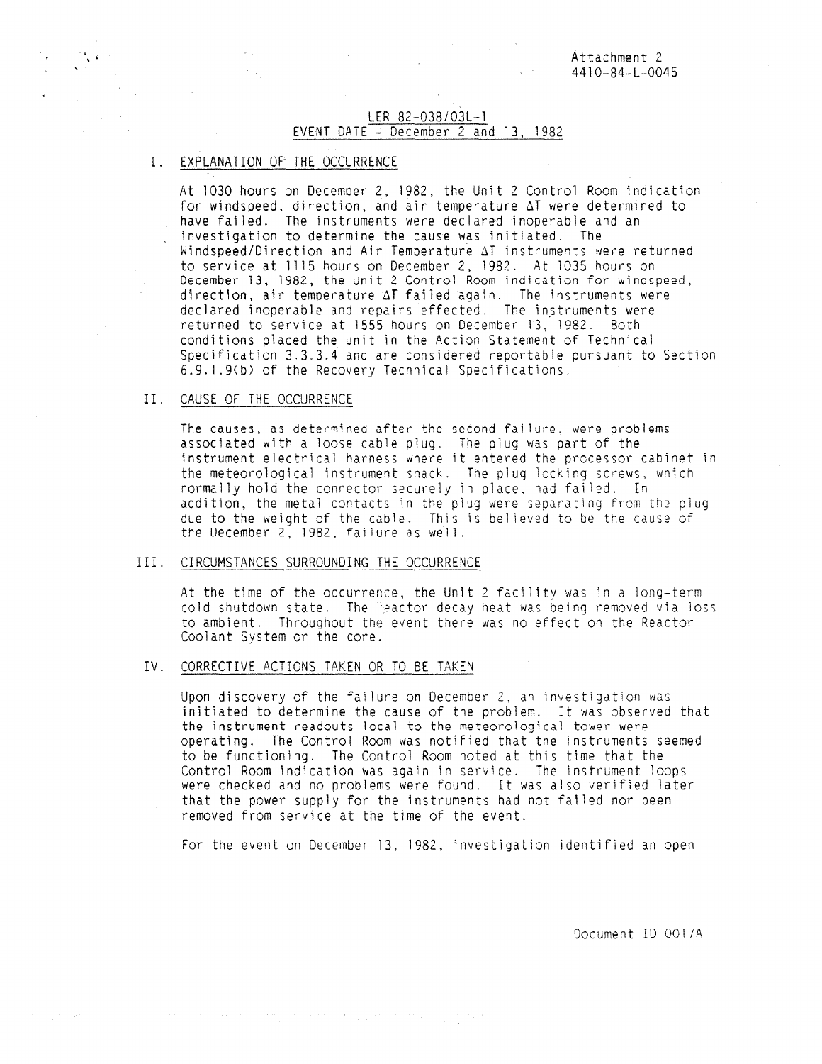Attachment 2
4410-84-L-0045

## LER 82-038/03L-1
## EVENT DATE - December 2 and 13, 1982

### I. EXPLANATION OF THE OCCURRENCE

At 1030 hours on December 2, 1982, the Unit 2 Control Room indication for windspeed, direction, and air temperature $\Delta T$ were determined to have failed. The instruments were declared inoperable and an investigation to determine the cause was initiated. The Windspeed/Direction and Air Temperature $\Delta T$ instruments were returned to service at 1115 hours on December 2, 1982. At 1035 hours on December 13, 1982, the Unit 2 Control Room indication for windspeed, direction, air temperature $\Delta T$ failed again. The instruments were declared inoperable and repairs effected. The instruments were returned to service at 1555 hours on December 13, 1982. Both conditions placed the unit in the Action Statement of Technical Specification 3.3.3.4 and are considered reportable pursuant to Section 6.9.1.9(b) of the Recovery Technical Specifications.

### II. CAUSE OF THE OCCURRENCE

The causes, as determined after the second failure, were problems associated with a loose cable plug. The plug was part of the instrument electrical harness where it entered the processor cabinet in the meteorological instrument shack. The plug locking screws, which normally hold the connector securely in place, had failed. In addition, the metal contacts in the plug were separating from the plug due to the weight of the cable. This is believed to be the cause of the December 2, 1982, failure as well.

### III. CIRCUMSTANCES SURROUNDING THE OCCURRENCE

At the time of the occurrence, the Unit 2 facility was in a long-term cold shutdown state. The reactor decay heat was being removed via loss to ambient. Throughout the event there was no effect on the Reactor Coolant System or the core.

### IV. CORRECTIVE ACTIONS TAKEN OR TO BE TAKEN

Upon discovery of the failure on December 2, an investigation was initiated to determine the cause of the problem. It was observed that the instrument readouts local to the meteorological tower were operating. The Control Room was notified that the instruments seemed to be functioning. The Control Room noted at this time that the Control Room indication was again in service. The instrument loops were checked and no problems were found. It was also verified later that the power supply for the instruments had not failed nor been removed from service at the time of the event.

For the event on December 13, 1982, investigation identified an open

Document ID 0017A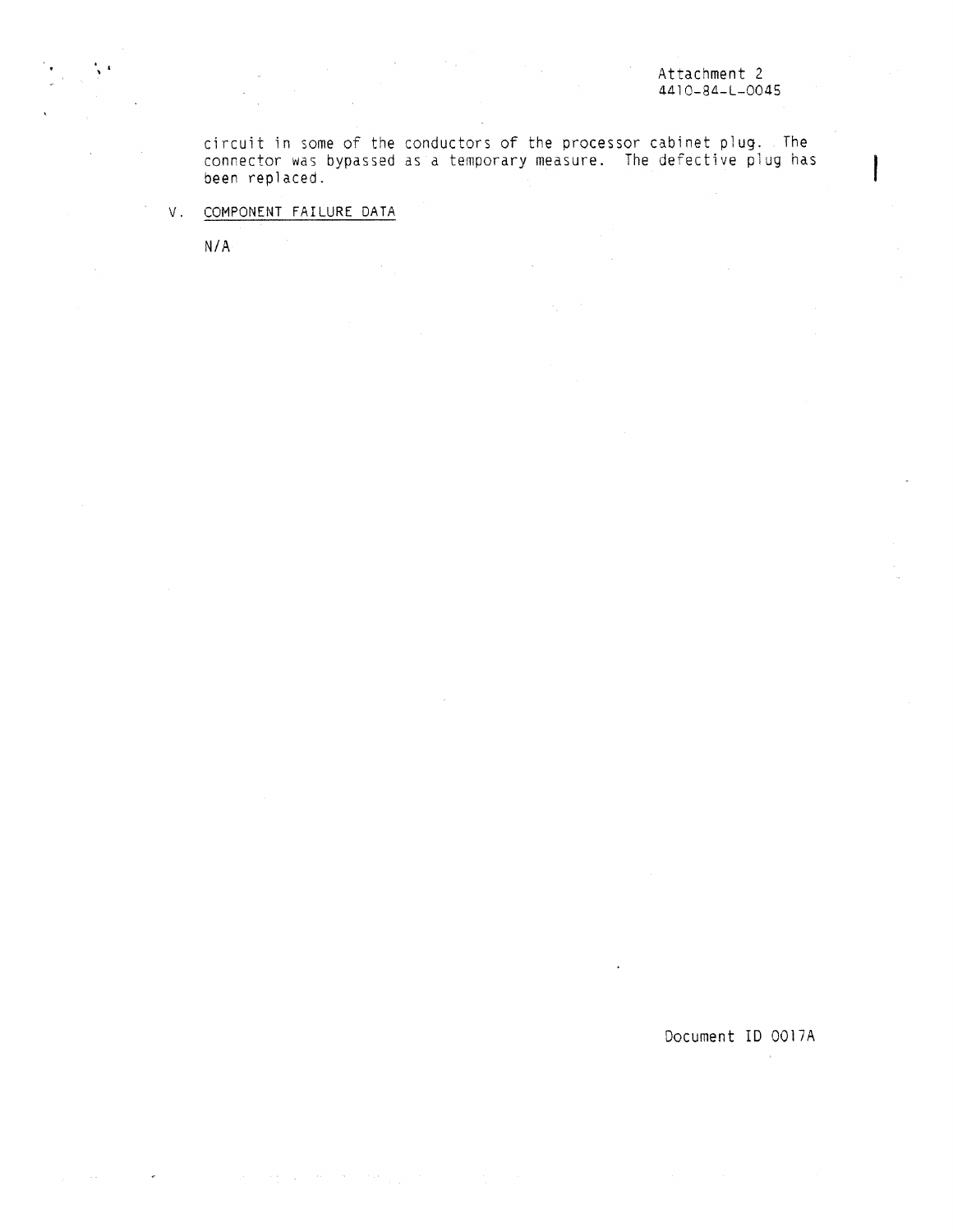circuit in some of the conductors of the processor cabinet plug. The connector was bypassed as a temporary measure. The defective plug has been replaced.

V. COMPONENT FAILURE DATA

N/A

Document ID 0017A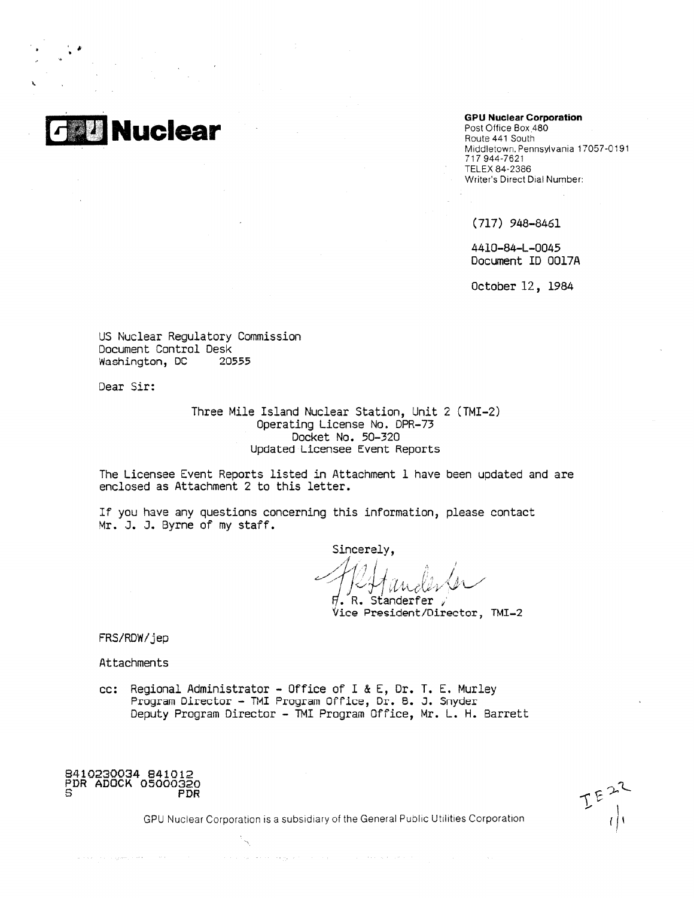**GPU Nuclear**

**GPU Nuclear Corporation**
Post Office Box 480
Route 441 South
Middletown, Pennsylvania 17057-0191
717 944-7621
TELEX 84-2386
Writer's Direct Dial Number:

(717) 948-8461

4410-84-L-0045
Document ID 0017A

October 12, 1984

US Nuclear Regulatory Commission
Document Control Desk
Washington, DC 20555

Dear Sir:

Three Mile Island Nuclear Station, Unit 2 (TMI-2)
Operating License No. DPR-73
Docket No. 50-320
Updated Licensee Event Reports

The Licensee Event Reports listed in Attachment 1 have been updated and are enclosed as Attachment 2 to this letter.

If you have any questions concerning this information, please contact Mr. J. J. Byrne of my staff.

Sincerely,

F. R. Standerfer
Vice President/Director, TMI-2

FRS/RDW/jep

Attachments

cc: Regional Administrator - Office of I & E, Dr. T. E. Murley
Program Director - TMI Program Office, Dr. B. J. Snyder
Deputy Program Director - TMI Program Office, Mr. L. H. Barrett

8410230034 841012
PDR ADOCK 05000320
S PDR

GPU Nuclear Corporation is a subsidiary of the General Public Utilities Corporation